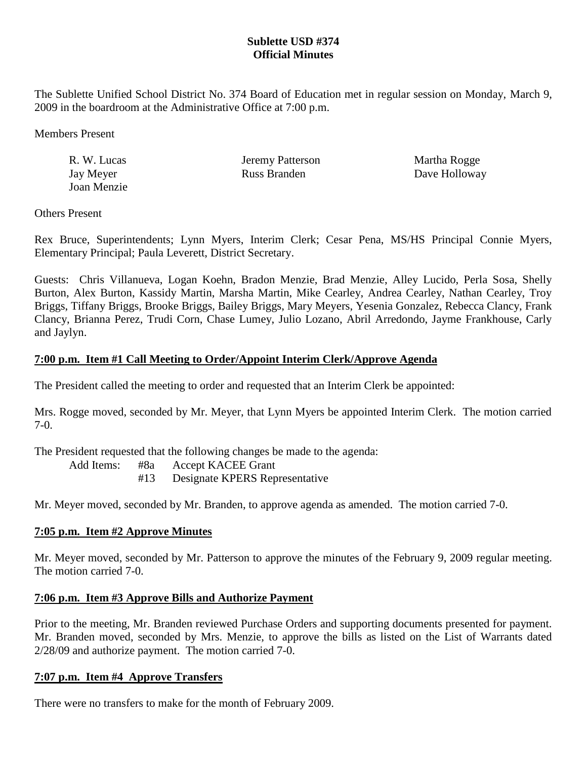**Sublette USD #374**
**Official Minutes**

The Sublette Unified School District No. 374 Board of Education met in regular session on Monday, March 9, 2009 in the boardroom at the Administrative Office at 7:00 p.m.

Members Present

| R. W. Lucas | Jeremy Patterson | Martha Rogge |
|---|---|---|
| Jay Meyer | Russ Branden | Dave Holloway |
| Joan Menzie | | |

Others Present

Rex Bruce, Superintendents; Lynn Myers, Interim Clerk; Cesar Pena, MS/HS Principal Connie Myers, Elementary Principal; Paula Leverett, District Secretary.

Guests: Chris Villanueva, Logan Koehn, Bradon Menzie, Brad Menzie, Alley Lucido, Perla Sosa, Shelly Burton, Alex Burton, Kassidy Martin, Marsha Martin, Mike Cearley, Andrea Cearley, Nathan Cearley, Troy Briggs, Tiffany Briggs, Brooke Briggs, Bailey Briggs, Mary Meyers, Yesenia Gonzalez, Rebecca Clancy, Frank Clancy, Brianna Perez, Trudi Corn, Chase Lumey, Julio Lozano, Abril Arredondo, Jayme Frankhouse, Carly and Jaylyn.

**7:00 p.m. Item #1 Call Meeting to Order/Appoint Interim Clerk/Approve Agenda**

The President called the meeting to order and requested that an Interim Clerk be appointed:

Mrs. Rogge moved, seconded by Mr. Meyer, that Lynn Myers be appointed Interim Clerk. The motion carried 7-0.

The President requested that the following changes be made to the agenda:

Add Items: #8a Accept KACEE Grant
#13 Designate KPERS Representative

Mr. Meyer moved, seconded by Mr. Branden, to approve agenda as amended. The motion carried 7-0.

**7:05 p.m. Item #2 Approve Minutes**

Mr. Meyer moved, seconded by Mr. Patterson to approve the minutes of the February 9, 2009 regular meeting. The motion carried 7-0.

**7:06 p.m. Item #3 Approve Bills and Authorize Payment**

Prior to the meeting, Mr. Branden reviewed Purchase Orders and supporting documents presented for payment. Mr. Branden moved, seconded by Mrs. Menzie, to approve the bills as listed on the List of Warrants dated 2/28/09 and authorize payment. The motion carried 7-0.

**7:07 p.m. Item #4 Approve Transfers**

There were no transfers to make for the month of February 2009.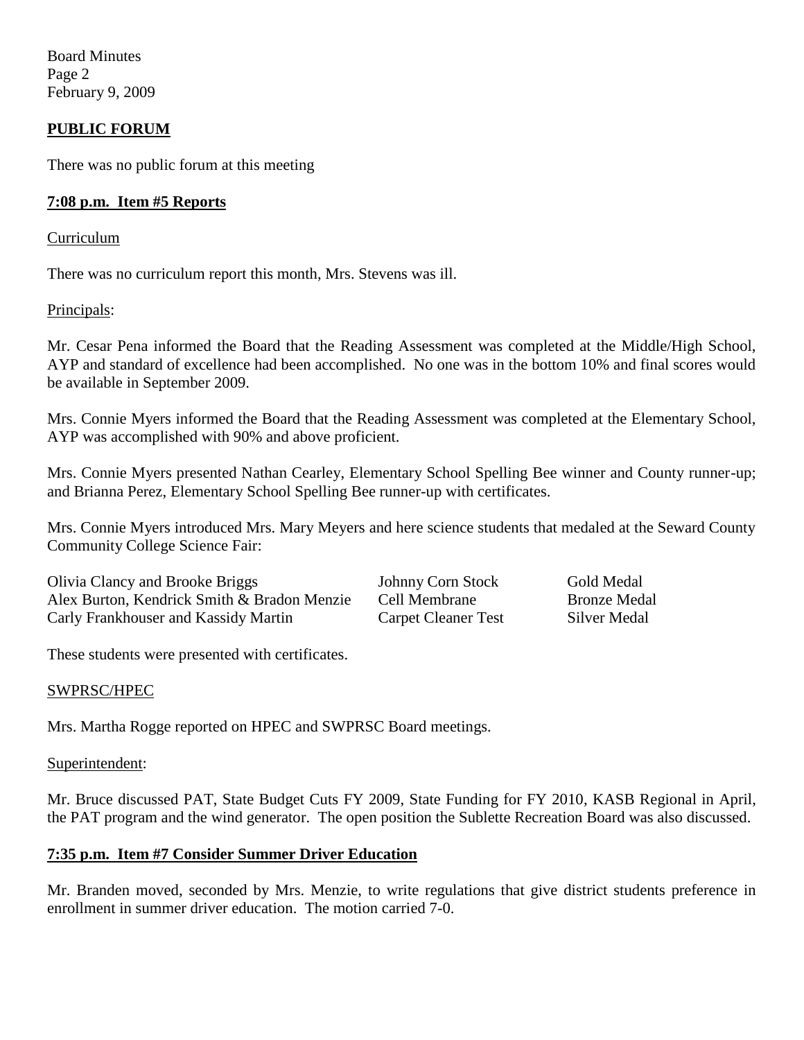## PUBLIC FORUM

There was no public forum at this meeting

## 7:08 p.m. Item #5 Reports

Curriculum

There was no curriculum report this month, Mrs. Stevens was ill.

Principals:

Mr. Cesar Pena informed the Board that the Reading Assessment was completed at the Middle/High School, AYP and standard of excellence had been accomplished. No one was in the bottom 10% and final scores would be available in September 2009.

Mrs. Connie Myers informed the Board that the Reading Assessment was completed at the Elementary School, AYP was accomplished with 90% and above proficient.

Mrs. Connie Myers presented Nathan Cearley, Elementary School Spelling Bee winner and County runner-up; and Brianna Perez, Elementary School Spelling Bee runner-up with certificates.

Mrs. Connie Myers introduced Mrs. Mary Meyers and here science students that medaled at the Seward County Community College Science Fair:

| | | |
|---|---|---|
| Olivia Clancy and Brooke Briggs | Johnny Corn Stock | Gold Medal |
| Alex Burton, Kendrick Smith & Bradon Menzie | Cell Membrane | Bronze Medal |
| Carly Frankhouser and Kassidy Martin | Carpet Cleaner Test | Silver Medal |

These students were presented with certificates.

SWPRSC/HPEC

Mrs. Martha Rogge reported on HPEC and SWPRSC Board meetings.

Superintendent:

Mr. Bruce discussed PAT, State Budget Cuts FY 2009, State Funding for FY 2010, KASB Regional in April, the PAT program and the wind generator. The open position the Sublette Recreation Board was also discussed.

## 7:35 p.m. Item #7 Consider Summer Driver Education

Mr. Branden moved, seconded by Mrs. Menzie, to write regulations that give district students preference in enrollment in summer driver education. The motion carried 7-0.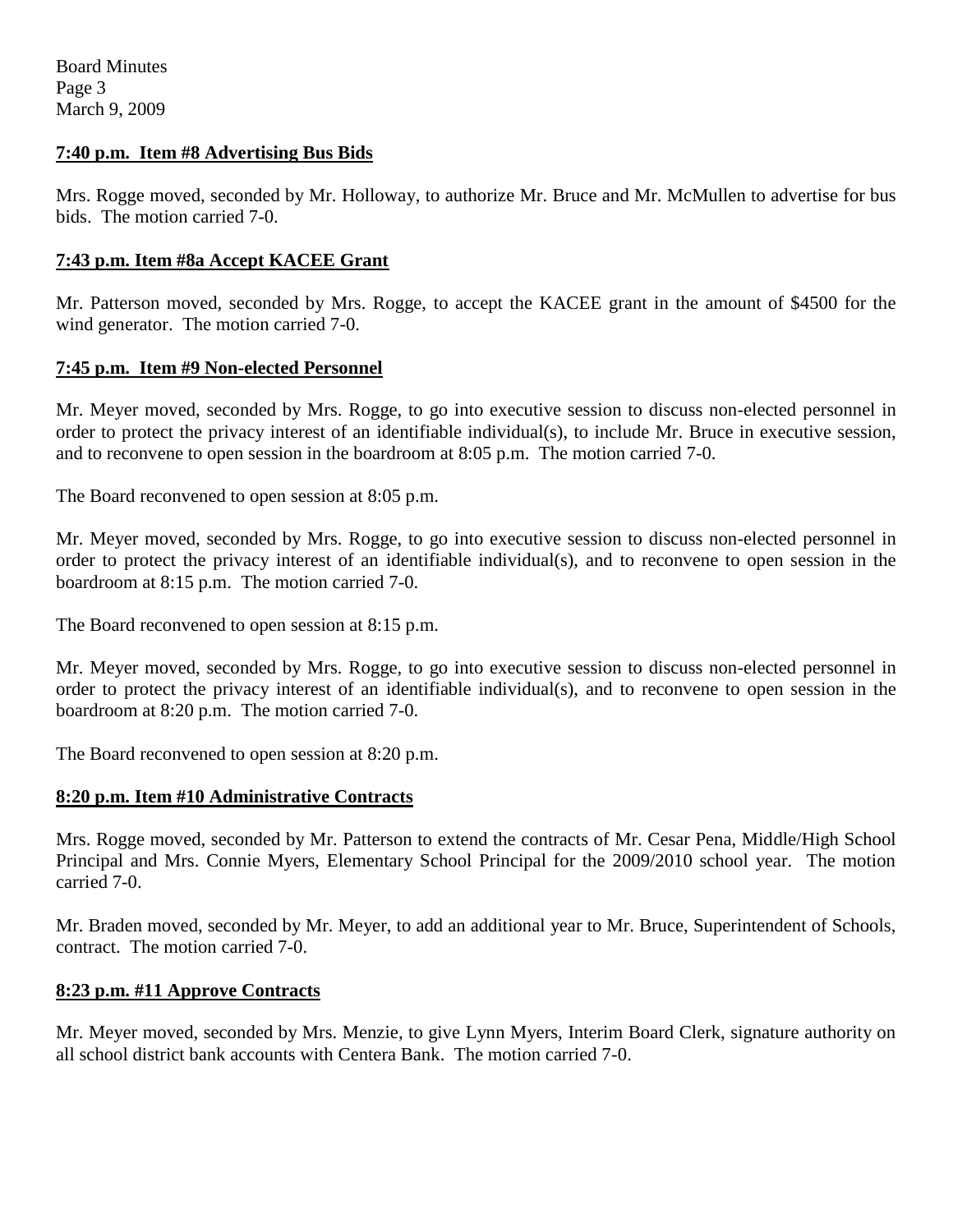**7:40 p.m. Item #8 Advertising Bus Bids**

Mrs. Rogge moved, seconded by Mr. Holloway, to authorize Mr. Bruce and Mr. McMullen to advertise for bus bids. The motion carried 7-0.

**7:43 p.m. Item #8a Accept KACEE Grant**

Mr. Patterson moved, seconded by Mrs. Rogge, to accept the KACEE grant in the amount of $4500 for the wind generator. The motion carried 7-0.

**7:45 p.m. Item #9 Non-elected Personnel**

Mr. Meyer moved, seconded by Mrs. Rogge, to go into executive session to discuss non-elected personnel in order to protect the privacy interest of an identifiable individual(s), to include Mr. Bruce in executive session, and to reconvene to open session in the boardroom at 8:05 p.m. The motion carried 7-0.

The Board reconvened to open session at 8:05 p.m.

Mr. Meyer moved, seconded by Mrs. Rogge, to go into executive session to discuss non-elected personnel in order to protect the privacy interest of an identifiable individual(s), and to reconvene to open session in the boardroom at 8:15 p.m. The motion carried 7-0.

The Board reconvened to open session at 8:15 p.m.

Mr. Meyer moved, seconded by Mrs. Rogge, to go into executive session to discuss non-elected personnel in order to protect the privacy interest of an identifiable individual(s), and to reconvene to open session in the boardroom at 8:20 p.m. The motion carried 7-0.

The Board reconvened to open session at 8:20 p.m.

**8:20 p.m. Item #10 Administrative Contracts**

Mrs. Rogge moved, seconded by Mr. Patterson to extend the contracts of Mr. Cesar Pena, Middle/High School Principal and Mrs. Connie Myers, Elementary School Principal for the 2009/2010 school year. The motion carried 7-0.

Mr. Braden moved, seconded by Mr. Meyer, to add an additional year to Mr. Bruce, Superintendent of Schools, contract. The motion carried 7-0.

**8:23 p.m. #11 Approve Contracts**

Mr. Meyer moved, seconded by Mrs. Menzie, to give Lynn Myers, Interim Board Clerk, signature authority on all school district bank accounts with Centera Bank. The motion carried 7-0.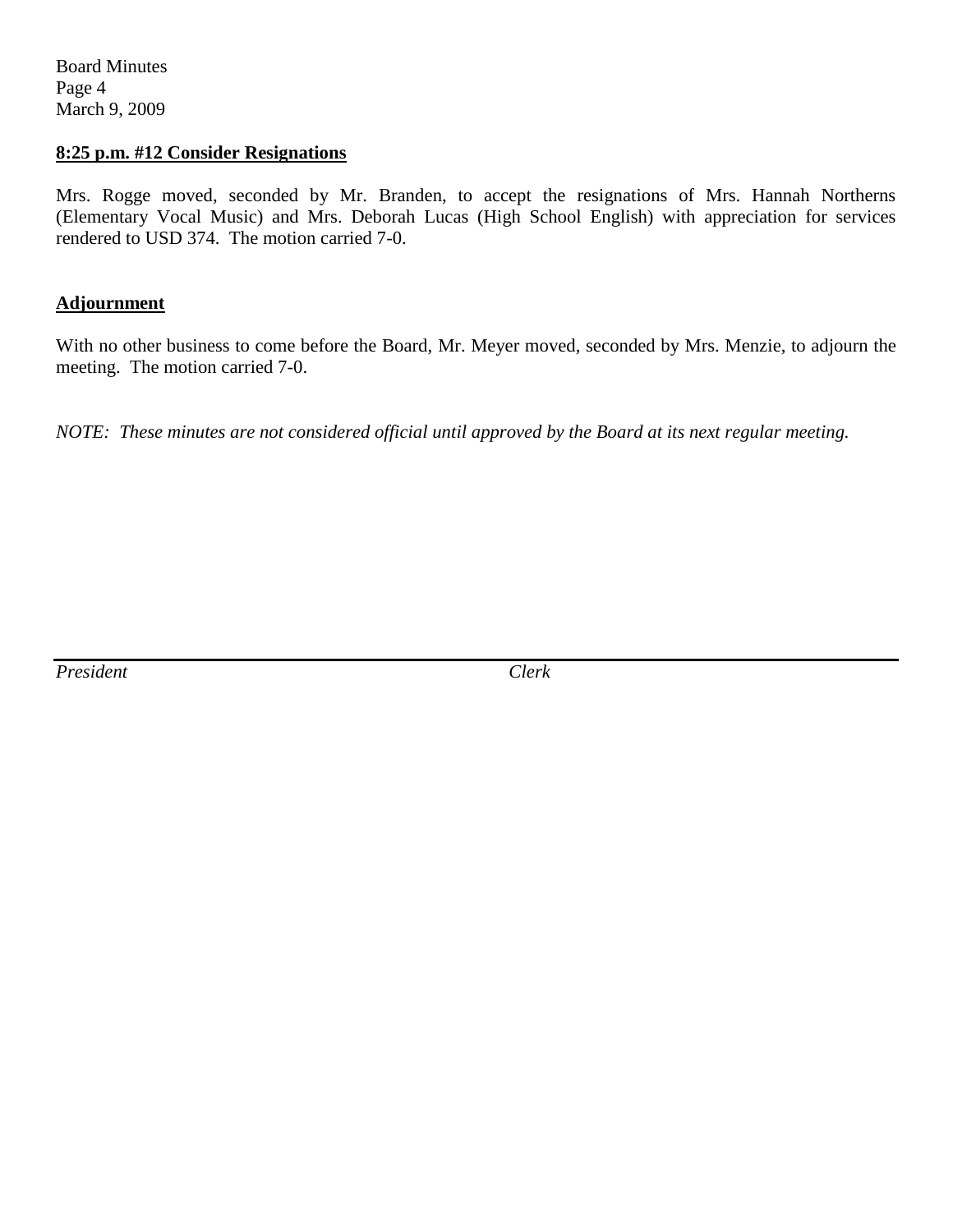**8:25 p.m. #12 Consider Resignations**

Mrs. Rogge moved, seconded by Mr. Branden, to accept the resignations of Mrs. Hannah Northerns (Elementary Vocal Music) and Mrs. Deborah Lucas (High School English) with appreciation for services rendered to USD 374. The motion carried 7-0.

**Adjournment**

With no other business to come before the Board, Mr. Meyer moved, seconded by Mrs. Menzie, to adjourn the meeting. The motion carried 7-0.

*NOTE: These minutes are not considered official until approved by the Board at its next regular meeting.*

*President* *Clerk*